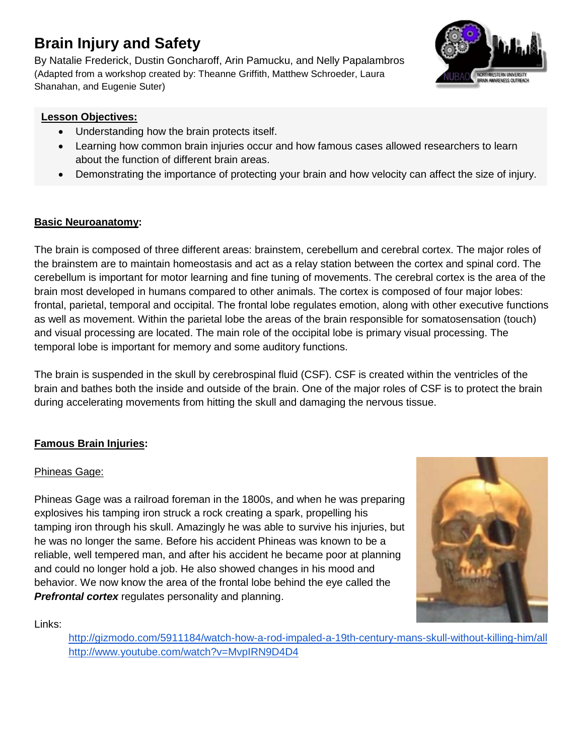# Brain Injury and Safety

By Natalie Frederick, Dustin Goncharoff, Arin Pamucku, and Nelly Papalambros
(Adapted from a workshop created by: Theanne Griffith, Matthew Schroeder, Laura Shanahan, and Eugenie Suter)

**Lesson Objectives:**

- Understanding how the brain protects itself.
- Learning how common brain injuries occur and how famous cases allowed researchers to learn about the function of different brain areas.
- Demonstrating the importance of protecting your brain and how velocity can affect the size of injury.

## Basic Neuroanatomy:

The brain is composed of three different areas: brainstem, cerebellum and cerebral cortex. The major roles of the brainstem are to maintain homeostasis and act as a relay station between the cortex and spinal cord. The cerebellum is important for motor learning and fine tuning of movements. The cerebral cortex is the area of the brain most developed in humans compared to other animals. The cortex is composed of four major lobes: frontal, parietal, temporal and occipital. The frontal lobe regulates emotion, along with other executive functions as well as movement. Within the parietal lobe the areas of the brain responsible for somatosensation (touch) and visual processing are located. The main role of the occipital lobe is primary visual processing. The temporal lobe is important for memory and some auditory functions.

The brain is suspended in the skull by cerebrospinal fluid (CSF). CSF is created within the ventricles of the brain and bathes both the inside and outside of the brain. One of the major roles of CSF is to protect the brain during accelerating movements from hitting the skull and damaging the nervous tissue.

## Famous Brain Injuries:

### Phineas Gage:

Phineas Gage was a railroad foreman in the 1800s, and when he was preparing explosives his tamping iron struck a rock creating a spark, propelling his tamping iron through his skull. Amazingly he was able to survive his injuries, but he was no longer the same. Before his accident Phineas was known to be a reliable, well tempered man, and after his accident he became poor at planning and could no longer hold a job. He also showed changes in his mood and behavior. We now know the area of the frontal lobe behind the eye called the ***Prefrontal cortex*** regulates personality and planning.

Links:

http://gizmodo.com/5911184/watch-how-a-rod-impaled-a-19th-century-mans-skull-without-killing-him/all
http://www.youtube.com/watch?v=MvpIRN9D4D4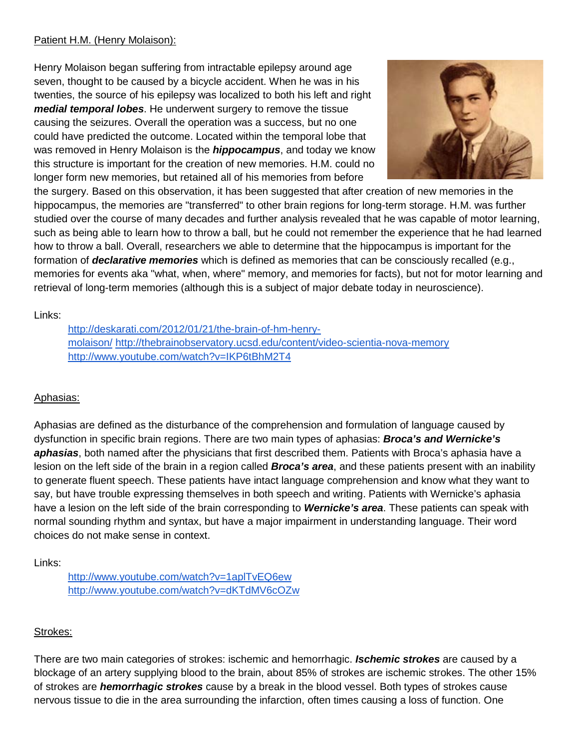Patient H.M. (Henry Molaison):

Henry Molaison began suffering from intractable epilepsy around age seven, thought to be caused by a bicycle accident. When he was in his twenties, the source of his epilepsy was localized to both his left and right ***medial temporal lobes***. He underwent surgery to remove the tissue causing the seizures. Overall the operation was a success, but no one could have predicted the outcome. Located within the temporal lobe that was removed in Henry Molaison is the ***hippocampus***, and today we know this structure is important for the creation of new memories. H.M. could no longer form new memories, but retained all of his memories from before the surgery. Based on this observation, it has been suggested that after creation of new memories in the hippocampus, the memories are "transferred" to other brain regions for long-term storage. H.M. was further studied over the course of many decades and further analysis revealed that he was capable of motor learning, such as being able to learn how to throw a ball, but he could not remember the experience that he had learned how to throw a ball. Overall, researchers we able to determine that the hippocampus is important for the formation of ***declarative memories*** which is defined as memories that can be consciously recalled (e.g., memories for events aka "what, when, where" memory, and memories for facts), but not for motor learning and retrieval of long-term memories (although this is a subject of major debate today in neuroscience).

Links:

http://deskarati.com/2012/01/21/the-brain-of-hm-henry-molaison/ http://thebrainobservatory.ucsd.edu/content/video-scientia-nova-memory
http://www.youtube.com/watch?v=IKP6tBhM2T4

Aphasias:

Aphasias are defined as the disturbance of the comprehension and formulation of language caused by dysfunction in specific brain regions. There are two main types of aphasias: ***Broca's and Wernicke's aphasias***, both named after the physicians that first described them. Patients with Broca's aphasia have a lesion on the left side of the brain in a region called ***Broca's area***, and these patients present with an inability to generate fluent speech. These patients have intact language comprehension and know what they want to say, but have trouble expressing themselves in both speech and writing. Patients with Wernicke's aphasia have a lesion on the left side of the brain corresponding to ***Wernicke's area***. These patients can speak with normal sounding rhythm and syntax, but have a major impairment in understanding language. Their word choices do not make sense in context.

Links:

http://www.youtube.com/watch?v=1aplTvEQ6ew
http://www.youtube.com/watch?v=dKTdMV6cOZw

Strokes:

There are two main categories of strokes: ischemic and hemorrhagic. ***Ischemic strokes*** are caused by a blockage of an artery supplying blood to the brain, about 85% of strokes are ischemic strokes. The other 15% of strokes are ***hemorrhagic strokes*** cause by a break in the blood vessel. Both types of strokes cause nervous tissue to die in the area surrounding the infarction, often times causing a loss of function. One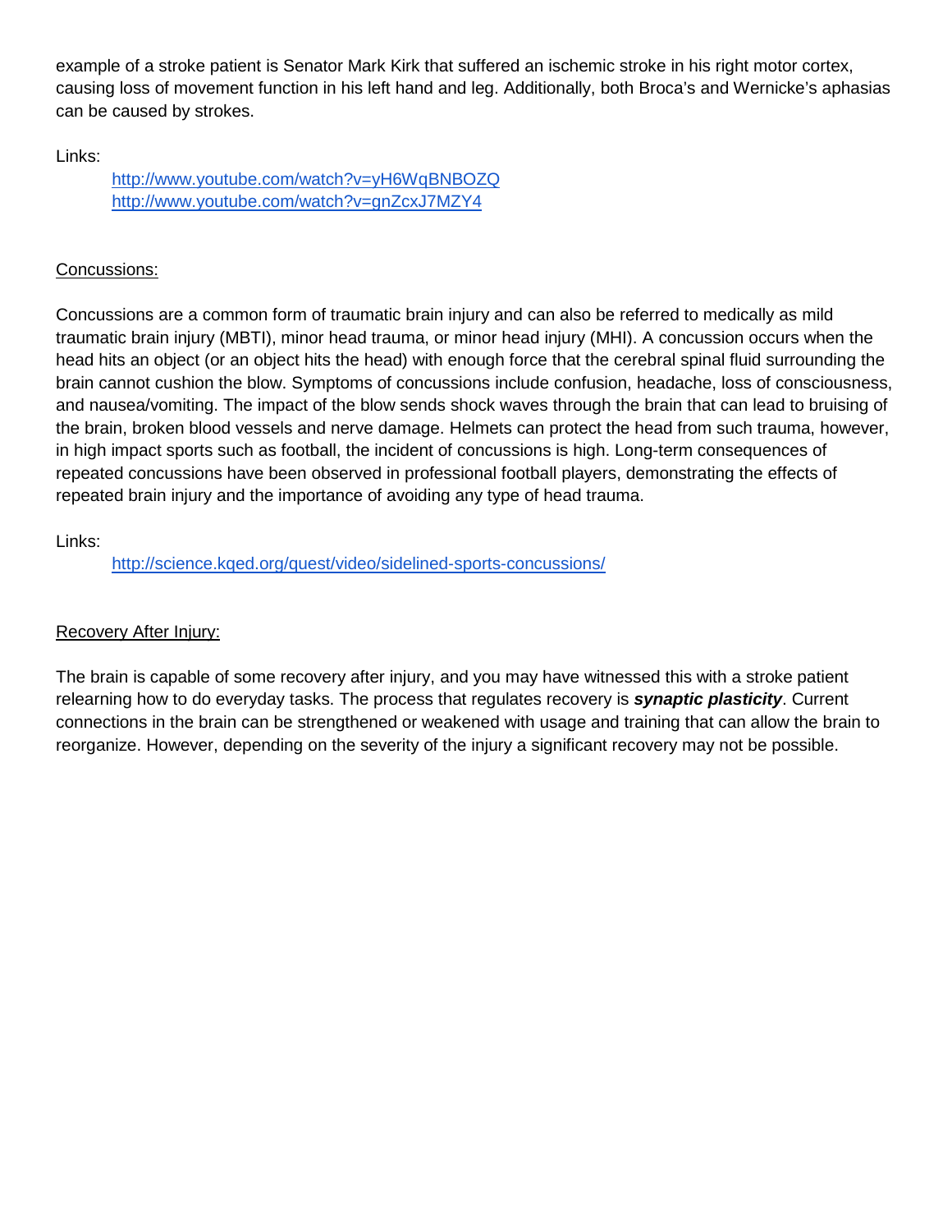example of a stroke patient is Senator Mark Kirk that suffered an ischemic stroke in his right motor cortex, causing loss of movement function in his left hand and leg. Additionally, both Broca's and Wernicke's aphasias can be caused by strokes.

Links:

- http://www.youtube.com/watch?v=yH6WqBNBOZQ
- http://www.youtube.com/watch?v=gnZcxJ7MZY4

## Concussions:

Concussions are a common form of traumatic brain injury and can also be referred to medically as mild traumatic brain injury (MBTI), minor head trauma, or minor head injury (MHI). A concussion occurs when the head hits an object (or an object hits the head) with enough force that the cerebral spinal fluid surrounding the brain cannot cushion the blow. Symptoms of concussions include confusion, headache, loss of consciousness, and nausea/vomiting. The impact of the blow sends shock waves through the brain that can lead to bruising of the brain, broken blood vessels and nerve damage. Helmets can protect the head from such trauma, however, in high impact sports such as football, the incident of concussions is high. Long-term consequences of repeated concussions have been observed in professional football players, demonstrating the effects of repeated brain injury and the importance of avoiding any type of head trauma.

Links:

- http://science.kqed.org/quest/video/sidelined-sports-concussions/

## Recovery After Injury:

The brain is capable of some recovery after injury, and you may have witnessed this with a stroke patient relearning how to do everyday tasks. The process that regulates recovery is ***synaptic plasticity***. Current connections in the brain can be strengthened or weakened with usage and training that can allow the brain to reorganize. However, depending on the severity of the injury a significant recovery may not be possible.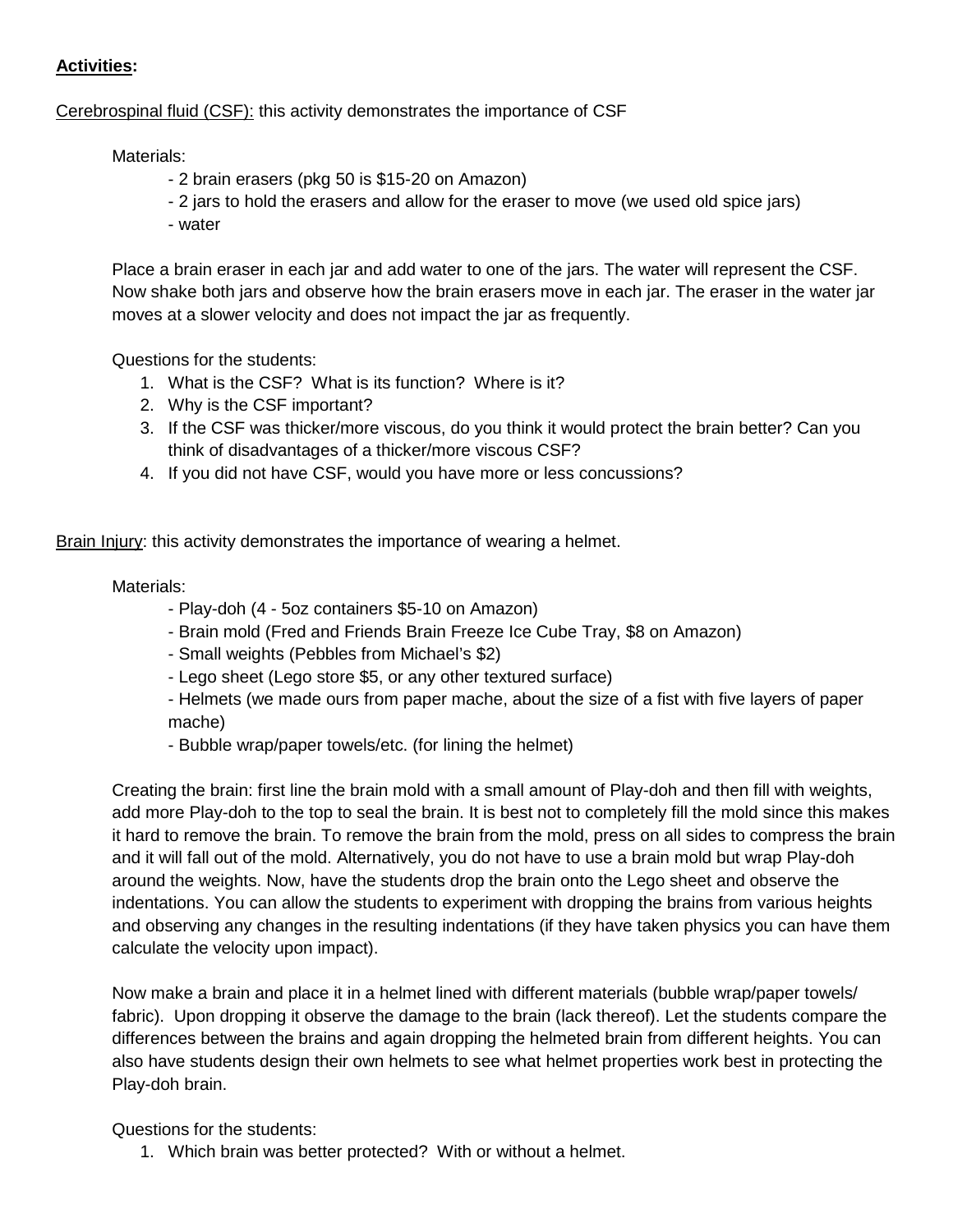**Activities:**

Cerebrospinal fluid (CSF): this activity demonstrates the importance of CSF

Materials:

- 2 brain erasers (pkg 50 is $15-20 on Amazon)
- 2 jars to hold the erasers and allow for the eraser to move (we used old spice jars)
- water

Place a brain eraser in each jar and add water to one of the jars. The water will represent the CSF. Now shake both jars and observe how the brain erasers move in each jar. The eraser in the water jar moves at a slower velocity and does not impact the jar as frequently.

Questions for the students:

1. What is the CSF? What is its function? Where is it?
2. Why is the CSF important?
3. If the CSF was thicker/more viscous, do you think it would protect the brain better? Can you think of disadvantages of a thicker/more viscous CSF?
4. If you did not have CSF, would you have more or less concussions?

Brain Injury: this activity demonstrates the importance of wearing a helmet.

Materials:

- Play-doh (4 - 5oz containers $5-10 on Amazon)
- Brain mold (Fred and Friends Brain Freeze Ice Cube Tray, $8 on Amazon)
- Small weights (Pebbles from Michael's $2)
- Lego sheet (Lego store $5, or any other textured surface)
- Helmets (we made ours from paper mache, about the size of a fist with five layers of paper mache)
- Bubble wrap/paper towels/etc. (for lining the helmet)

Creating the brain: first line the brain mold with a small amount of Play-doh and then fill with weights, add more Play-doh to the top to seal the brain. It is best not to completely fill the mold since this makes it hard to remove the brain. To remove the brain from the mold, press on all sides to compress the brain and it will fall out of the mold. Alternatively, you do not have to use a brain mold but wrap Play-doh around the weights. Now, have the students drop the brain onto the Lego sheet and observe the indentations. You can allow the students to experiment with dropping the brains from various heights and observing any changes in the resulting indentations (if they have taken physics you can have them calculate the velocity upon impact).

Now make a brain and place it in a helmet lined with different materials (bubble wrap/paper towels/ fabric). Upon dropping it observe the damage to the brain (lack thereof). Let the students compare the differences between the brains and again dropping the helmeted brain from different heights. You can also have students design their own helmets to see what helmet properties work best in protecting the Play-doh brain.

Questions for the students:

1. Which brain was better protected? With or without a helmet.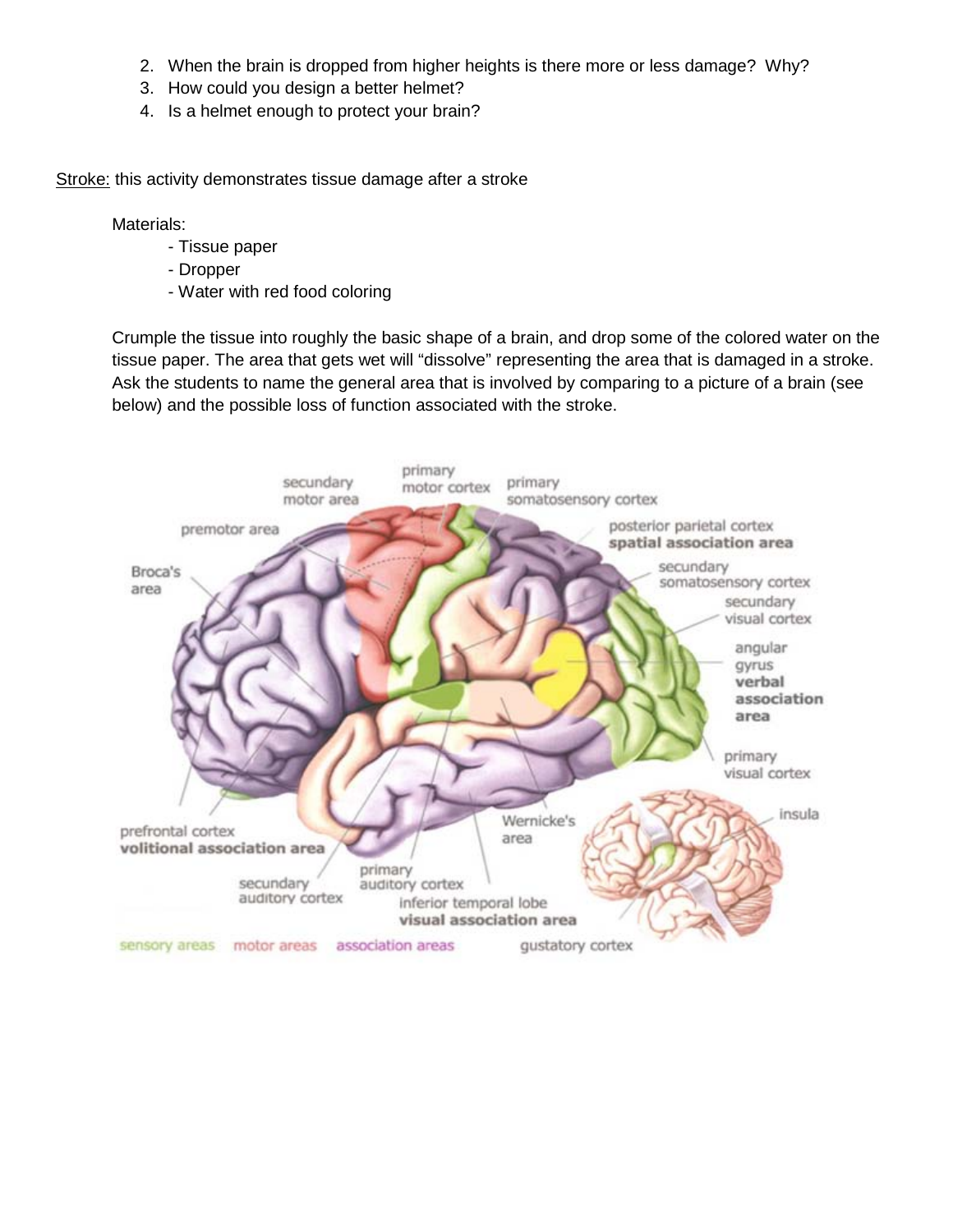2. When the brain is dropped from higher heights is there more or less damage? Why?
3. How could you design a better helmet?
4. Is a helmet enough to protect your brain?

<u>Stroke:</u> this activity demonstrates tissue damage after a stroke

Materials:

- Tissue paper
- Dropper
- Water with red food coloring

Crumple the tissue into roughly the basic shape of a brain, and drop some of the colored water on the tissue paper. The area that gets wet will "dissolve" representing the area that is damaged in a stroke. Ask the students to name the general area that is involved by comparing to a picture of a brain (see below) and the possible loss of function associated with the stroke.

secundary motor area

primary motor cortex

primary somatosensory cortex

premotor area

posterior parietal cortex
**spatial association area**

Broca's area

secundary somatosensory cortex

secundary visual cortex

angular gyrus
**verbal association area**

primary visual cortex

insula

prefrontal cortex
**volitional association area**

Wernicke's area

secundary auditory cortex

primary auditory cortex

inferior temporal lobe
**visual association area**

sensory areas

motor areas

association areas

gustatory cortex